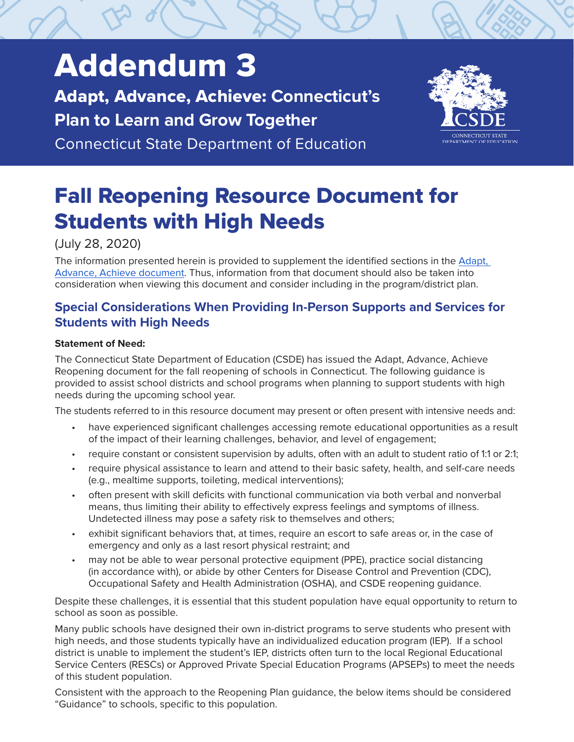# Addendum 3

## Adapt, Advance, Achieve: Connecticut's Plan to Learn and Grow Together

Connecticut State Department of Education

# Fall Reopening Resource Document for Students with High Needs

(July 28, 2020)

The information presented herein is provided to supplement the identified sections in the [Adapt, Advance, Achieve document](). Thus, information from that document should also be taken into consideration when viewing this document and consider including in the program/district plan.

## Special Considerations When Providing In-Person Supports and Services for Students with High Needs

**Statement of Need:**

The Connecticut State Department of Education (CSDE) has issued the Adapt, Advance, Achieve Reopening document for the fall reopening of schools in Connecticut. The following guidance is provided to assist school districts and school programs when planning to support students with high needs during the upcoming school year.

The students referred to in this resource document may present or often present with intensive needs and:

- have experienced significant challenges accessing remote educational opportunities as a result of the impact of their learning challenges, behavior, and level of engagement;
- require constant or consistent supervision by adults, often with an adult to student ratio of 1:1 or 2:1;
- require physical assistance to learn and attend to their basic safety, health, and self-care needs (e.g., mealtime supports, toileting, medical interventions);
- often present with skill deficits with functional communication via both verbal and nonverbal means, thus limiting their ability to effectively express feelings and symptoms of illness. Undetected illness may pose a safety risk to themselves and others;
- exhibit significant behaviors that, at times, require an escort to safe areas or, in the case of emergency and only as a last resort physical restraint; and
- may not be able to wear personal protective equipment (PPE), practice social distancing (in accordance with), or abide by other Centers for Disease Control and Prevention (CDC), Occupational Safety and Health Administration (OSHA), and CSDE reopening guidance.

Despite these challenges, it is essential that this student population have equal opportunity to return to school as soon as possible.

Many public schools have designed their own in-district programs to serve students who present with high needs, and those students typically have an individualized education program (IEP). If a school district is unable to implement the student's IEP, districts often turn to the local Regional Educational Service Centers (RESCs) or Approved Private Special Education Programs (APSEPs) to meet the needs of this student population.

Consistent with the approach to the Reopening Plan guidance, the below items should be considered "Guidance" to schools, specific to this population.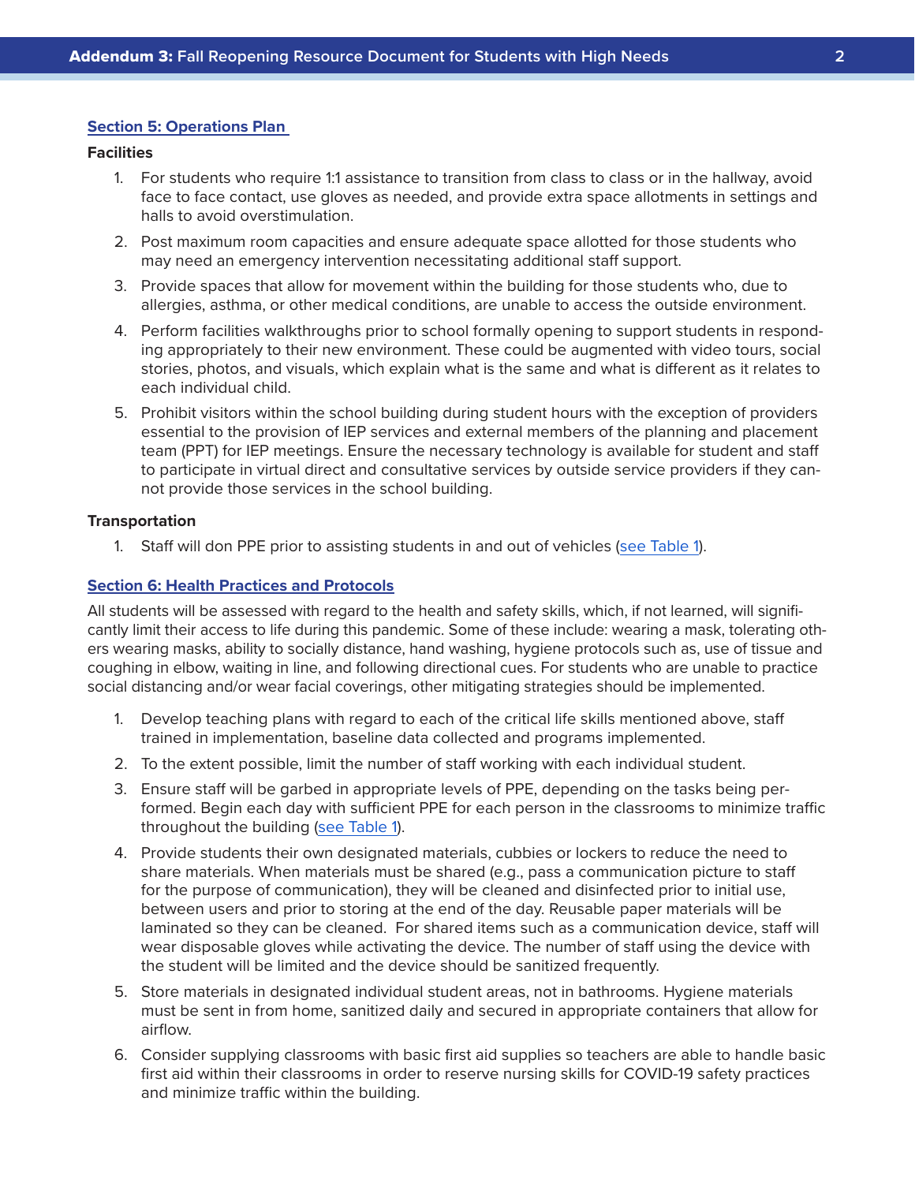## Section 5: Operations Plan

### Facilities

1. For students who require 1:1 assistance to transition from class to class or in the hallway, avoid face to face contact, use gloves as needed, and provide extra space allotments in settings and halls to avoid overstimulation.
2. Post maximum room capacities and ensure adequate space allotted for those students who may need an emergency intervention necessitating additional staff support.
3. Provide spaces that allow for movement within the building for those students who, due to allergies, asthma, or other medical conditions, are unable to access the outside environment.
4. Perform facilities walkthroughs prior to school formally opening to support students in responding appropriately to their new environment. These could be augmented with video tours, social stories, photos, and visuals, which explain what is the same and what is different as it relates to each individual child.
5. Prohibit visitors within the school building during student hours with the exception of providers essential to the provision of IEP services and external members of the planning and placement team (PPT) for IEP meetings. Ensure the necessary technology is available for student and staff to participate in virtual direct and consultative services by outside service providers if they cannot provide those services in the school building.

### Transportation

1. Staff will don PPE prior to assisting students in and out of vehicles (see Table 1).

## Section 6: Health Practices and Protocols

All students will be assessed with regard to the health and safety skills, which, if not learned, will significantly limit their access to life during this pandemic. Some of these include: wearing a mask, tolerating others wearing masks, ability to socially distance, hand washing, hygiene protocols such as, use of tissue and coughing in elbow, waiting in line, and following directional cues. For students who are unable to practice social distancing and/or wear facial coverings, other mitigating strategies should be implemented.

1. Develop teaching plans with regard to each of the critical life skills mentioned above, staff trained in implementation, baseline data collected and programs implemented.
2. To the extent possible, limit the number of staff working with each individual student.
3. Ensure staff will be garbed in appropriate levels of PPE, depending on the tasks being performed. Begin each day with sufficient PPE for each person in the classrooms to minimize traffic throughout the building (see Table 1).
4. Provide students their own designated materials, cubbies or lockers to reduce the need to share materials. When materials must be shared (e.g., pass a communication picture to staff for the purpose of communication), they will be cleaned and disinfected prior to initial use, between users and prior to storing at the end of the day. Reusable paper materials will be laminated so they can be cleaned. For shared items such as a communication device, staff will wear disposable gloves while activating the device. The number of staff using the device with the student will be limited and the device should be sanitized frequently.
5. Store materials in designated individual student areas, not in bathrooms. Hygiene materials must be sent in from home, sanitized daily and secured in appropriate containers that allow for airflow.
6. Consider supplying classrooms with basic first aid supplies so teachers are able to handle basic first aid within their classrooms in order to reserve nursing skills for COVID-19 safety practices and minimize traffic within the building.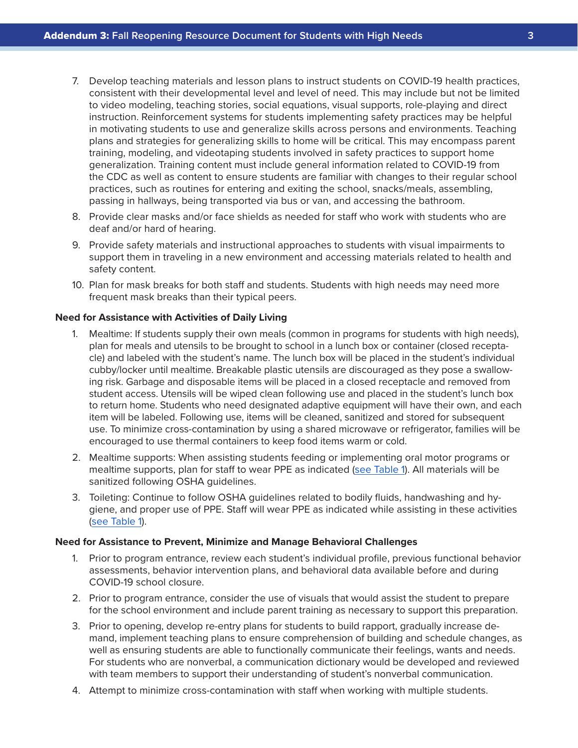7. Develop teaching materials and lesson plans to instruct students on COVID-19 health practices, consistent with their developmental level and level of need. This may include but not be limited to video modeling, teaching stories, social equations, visual supports, role-playing and direct instruction. Reinforcement systems for students implementing safety practices may be helpful in motivating students to use and generalize skills across persons and environments. Teaching plans and strategies for generalizing skills to home will be critical. This may encompass parent training, modeling, and videotaping students involved in safety practices to support home generalization. Training content must include general information related to COVID-19 from the CDC as well as content to ensure students are familiar with changes to their regular school practices, such as routines for entering and exiting the school, snacks/meals, assembling, passing in hallways, being transported via bus or van, and accessing the bathroom.
8. Provide clear masks and/or face shields as needed for staff who work with students who are deaf and/or hard of hearing.
9. Provide safety materials and instructional approaches to students with visual impairments to support them in traveling in a new environment and accessing materials related to health and safety content.
10. Plan for mask breaks for both staff and students. Students with high needs may need more frequent mask breaks than their typical peers.

**Need for Assistance with Activities of Daily Living**

1. Mealtime: If students supply their own meals (common in programs for students with high needs), plan for meals and utensils to be brought to school in a lunch box or container (closed receptacle) and labeled with the student's name. The lunch box will be placed in the student's individual cubby/locker until mealtime. Breakable plastic utensils are discouraged as they pose a swallowing risk. Garbage and disposable items will be placed in a closed receptacle and removed from student access. Utensils will be wiped clean following use and placed in the student's lunch box to return home. Students who need designated adaptive equipment will have their own, and each item will be labeled. Following use, items will be cleaned, sanitized and stored for subsequent use. To minimize cross-contamination by using a shared microwave or refrigerator, families will be encouraged to use thermal containers to keep food items warm or cold.
2. Mealtime supports: When assisting students feeding or implementing oral motor programs or mealtime supports, plan for staff to wear PPE as indicated (see Table 1). All materials will be sanitized following OSHA guidelines.
3. Toileting: Continue to follow OSHA guidelines related to bodily fluids, handwashing and hygiene, and proper use of PPE. Staff will wear PPE as indicated while assisting in these activities (see Table 1).

**Need for Assistance to Prevent, Minimize and Manage Behavioral Challenges**

1. Prior to program entrance, review each student's individual profile, previous functional behavior assessments, behavior intervention plans, and behavioral data available before and during COVID-19 school closure.
2. Prior to program entrance, consider the use of visuals that would assist the student to prepare for the school environment and include parent training as necessary to support this preparation.
3. Prior to opening, develop re-entry plans for students to build rapport, gradually increase demand, implement teaching plans to ensure comprehension of building and schedule changes, as well as ensuring students are able to functionally communicate their feelings, wants and needs. For students who are nonverbal, a communication dictionary would be developed and reviewed with team members to support their understanding of student's nonverbal communication.
4. Attempt to minimize cross-contamination with staff when working with multiple students.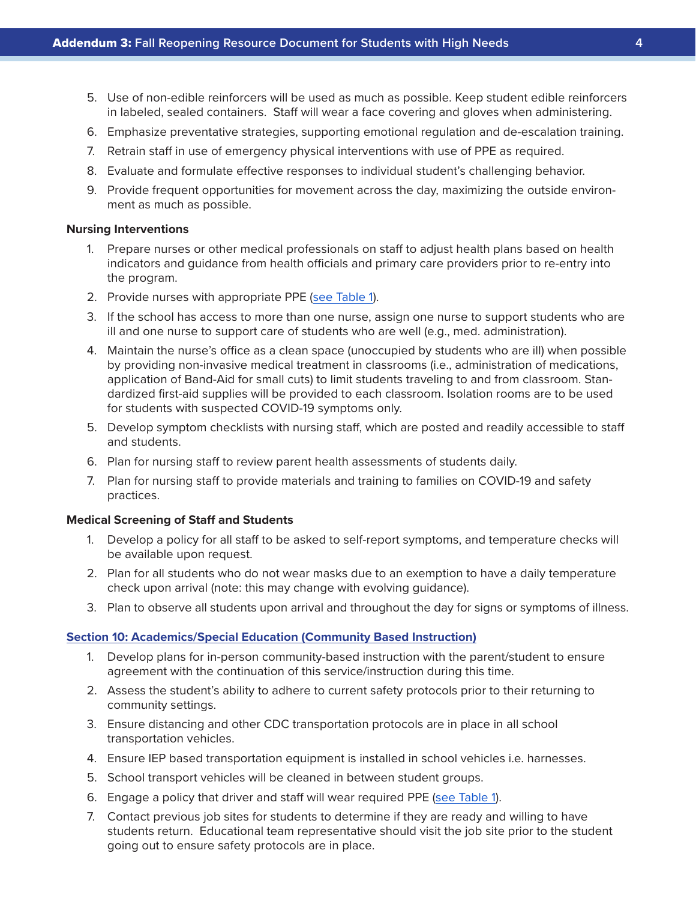5. Use of non-edible reinforcers will be used as much as possible. Keep student edible reinforcers in labeled, sealed containers. Staff will wear a face covering and gloves when administering.
6. Emphasize preventative strategies, supporting emotional regulation and de-escalation training.
7. Retrain staff in use of emergency physical interventions with use of PPE as required.
8. Evaluate and formulate effective responses to individual student's challenging behavior.
9. Provide frequent opportunities for movement across the day, maximizing the outside environment as much as possible.

**Nursing Interventions**

1. Prepare nurses or other medical professionals on staff to adjust health plans based on health indicators and guidance from health officials and primary care providers prior to re-entry into the program.
2. Provide nurses with appropriate PPE (see Table 1).
3. If the school has access to more than one nurse, assign one nurse to support students who are ill and one nurse to support care of students who are well (e.g., med. administration).
4. Maintain the nurse's office as a clean space (unoccupied by students who are ill) when possible by providing non-invasive medical treatment in classrooms (i.e., administration of medications, application of Band-Aid for small cuts) to limit students traveling to and from classroom. Standardized first-aid supplies will be provided to each classroom. Isolation rooms are to be used for students with suspected COVID-19 symptoms only.
5. Develop symptom checklists with nursing staff, which are posted and readily accessible to staff and students.
6. Plan for nursing staff to review parent health assessments of students daily.
7. Plan for nursing staff to provide materials and training to families on COVID-19 and safety practices.

**Medical Screening of Staff and Students**

1. Develop a policy for all staff to be asked to self-report symptoms, and temperature checks will be available upon request.
2. Plan for all students who do not wear masks due to an exemption to have a daily temperature check upon arrival (note: this may change with evolving guidance).
3. Plan to observe all students upon arrival and throughout the day for signs or symptoms of illness.

## Section 10: Academics/Special Education (Community Based Instruction)

1. Develop plans for in-person community-based instruction with the parent/student to ensure agreement with the continuation of this service/instruction during this time.
2. Assess the student's ability to adhere to current safety protocols prior to their returning to community settings.
3. Ensure distancing and other CDC transportation protocols are in place in all school transportation vehicles.
4. Ensure IEP based transportation equipment is installed in school vehicles i.e. harnesses.
5. School transport vehicles will be cleaned in between student groups.
6. Engage a policy that driver and staff will wear required PPE (see Table 1).
7. Contact previous job sites for students to determine if they are ready and willing to have students return. Educational team representative should visit the job site prior to the student going out to ensure safety protocols are in place.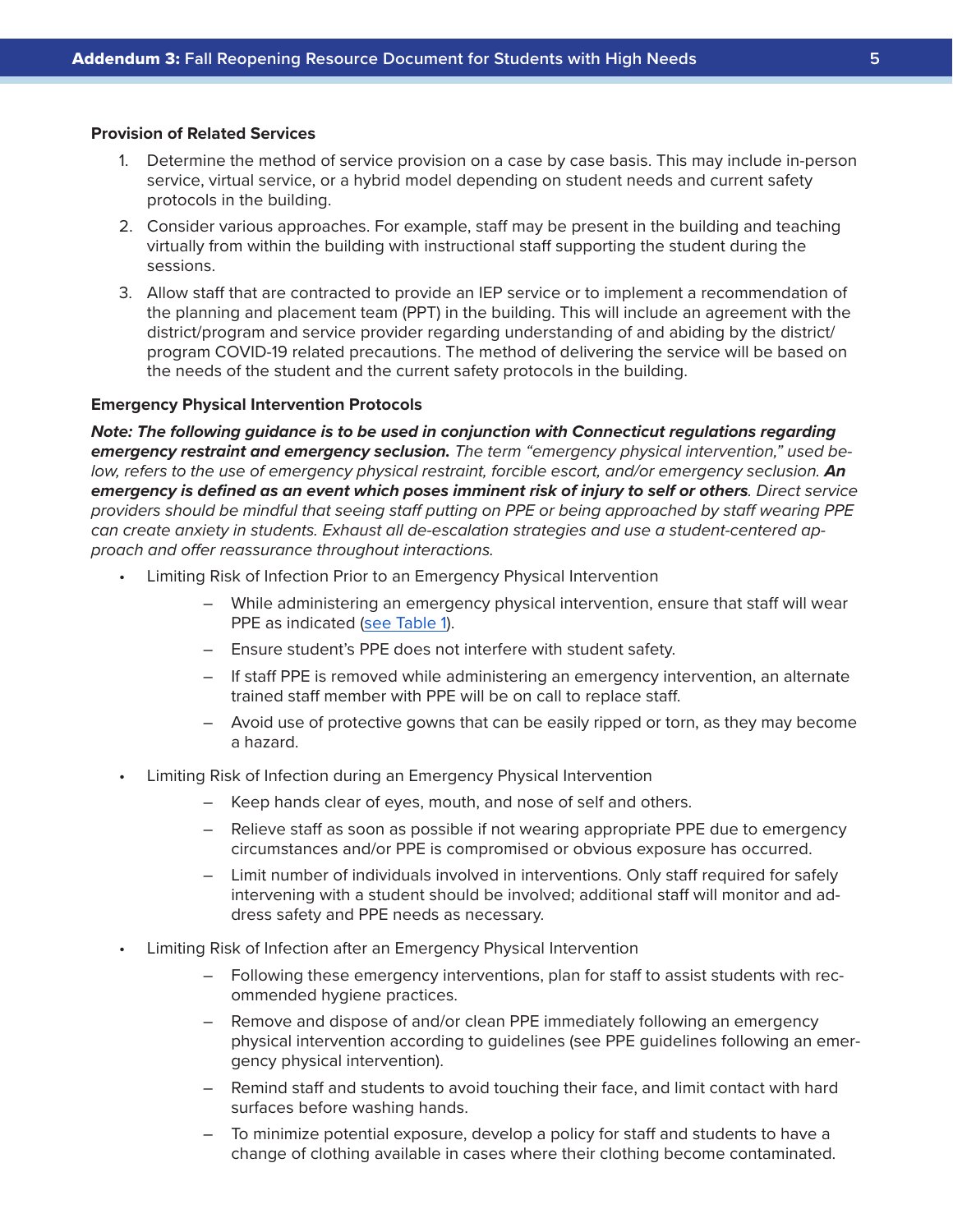### Provision of Related Services

1. Determine the method of service provision on a case by case basis. This may include in-person service, virtual service, or a hybrid model depending on student needs and current safety protocols in the building.
2. Consider various approaches. For example, staff may be present in the building and teaching virtually from within the building with instructional staff supporting the student during the sessions.
3. Allow staff that are contracted to provide an IEP service or to implement a recommendation of the planning and placement team (PPT) in the building. This will include an agreement with the district/program and service provider regarding understanding of and abiding by the district/program COVID-19 related precautions. The method of delivering the service will be based on the needs of the student and the current safety protocols in the building.

### Emergency Physical Intervention Protocols

***Note: The following guidance is to be used in conjunction with Connecticut regulations regarding emergency restraint and emergency seclusion.*** *The term "emergency physical intervention," used below, refers to the use of emergency physical restraint, forcible escort, and/or emergency seclusion.* ***An emergency is defined as an event which poses imminent risk of injury to self or others****. Direct service providers should be mindful that seeing staff putting on PPE or being approached by staff wearing PPE can create anxiety in students. Exhaust all de-escalation strategies and use a student-centered approach and offer reassurance throughout interactions.*

- Limiting Risk of Infection Prior to an Emergency Physical Intervention
  - While administering an emergency physical intervention, ensure that staff will wear PPE as indicated (see Table 1).
  - Ensure student's PPE does not interfere with student safety.
  - If staff PPE is removed while administering an emergency intervention, an alternate trained staff member with PPE will be on call to replace staff.
  - Avoid use of protective gowns that can be easily ripped or torn, as they may become a hazard.
- Limiting Risk of Infection during an Emergency Physical Intervention
  - Keep hands clear of eyes, mouth, and nose of self and others.
  - Relieve staff as soon as possible if not wearing appropriate PPE due to emergency circumstances and/or PPE is compromised or obvious exposure has occurred.
  - Limit number of individuals involved in interventions. Only staff required for safely intervening with a student should be involved; additional staff will monitor and address safety and PPE needs as necessary.
- Limiting Risk of Infection after an Emergency Physical Intervention
  - Following these emergency interventions, plan for staff to assist students with recommended hygiene practices.
  - Remove and dispose of and/or clean PPE immediately following an emergency physical intervention according to guidelines (see PPE guidelines following an emergency physical intervention).
  - Remind staff and students to avoid touching their face, and limit contact with hard surfaces before washing hands.
  - To minimize potential exposure, develop a policy for staff and students to have a change of clothing available in cases where their clothing become contaminated.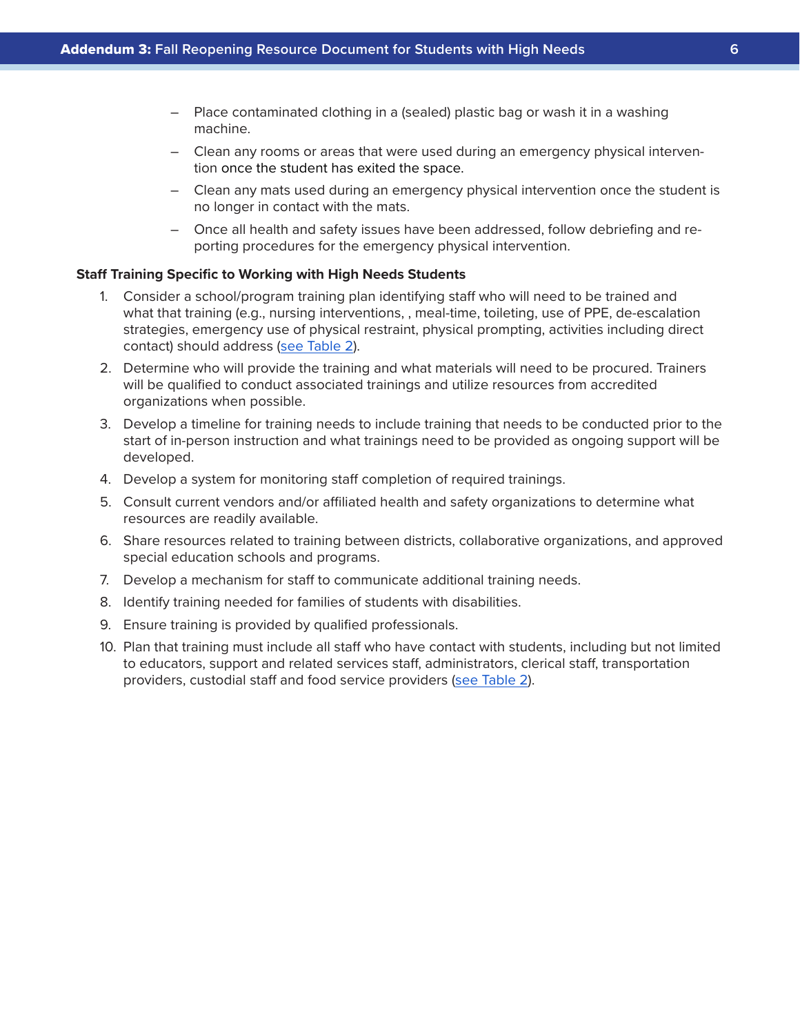- Place contaminated clothing in a (sealed) plastic bag or wash it in a washing machine.
- Clean any rooms or areas that were used during an emergency physical intervention once the student has exited the space.
- Clean any mats used during an emergency physical intervention once the student is no longer in contact with the mats.
- Once all health and safety issues have been addressed, follow debriefing and reporting procedures for the emergency physical intervention.

**Staff Training Specific to Working with High Needs Students**

1. Consider a school/program training plan identifying staff who will need to be trained and what that training (e.g., nursing interventions, , meal-time, toileting, use of PPE, de-escalation strategies, emergency use of physical restraint, physical prompting, activities including direct contact) should address (see Table 2).
2. Determine who will provide the training and what materials will need to be procured. Trainers will be qualified to conduct associated trainings and utilize resources from accredited organizations when possible.
3. Develop a timeline for training needs to include training that needs to be conducted prior to the start of in-person instruction and what trainings need to be provided as ongoing support will be developed.
4. Develop a system for monitoring staff completion of required trainings.
5. Consult current vendors and/or affiliated health and safety organizations to determine what resources are readily available.
6. Share resources related to training between districts, collaborative organizations, and approved special education schools and programs.
7. Develop a mechanism for staff to communicate additional training needs.
8. Identify training needed for families of students with disabilities.
9. Ensure training is provided by qualified professionals.
10. Plan that training must include all staff who have contact with students, including but not limited to educators, support and related services staff, administrators, clerical staff, transportation providers, custodial staff and food service providers (see Table 2).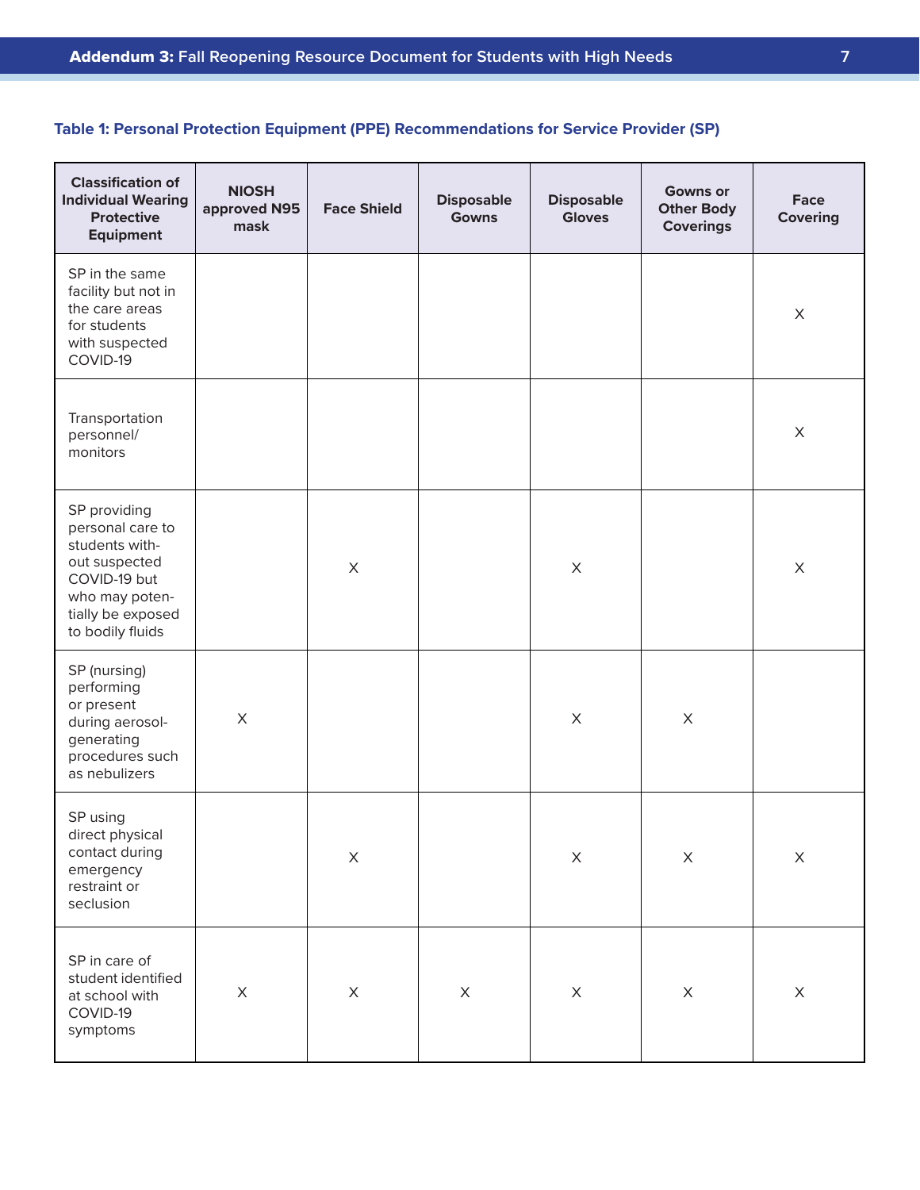### Table 1: Personal Protection Equipment (PPE) Recommendations for Service Provider (SP)

| Classification of Individual Wearing Protective Equipment | NIOSH approved N95 mask | Face Shield | Disposable Gowns | Disposable Gloves | Gowns or Other Body Coverings | Face Covering |
|---|---|---|---|---|---|---|
| SP in the same facility but not in the care areas for students with suspected COVID-19 | | | | | | X |
| Transportation personnel/ monitors | | | | | | X |
| SP providing personal care to students without suspected COVID-19 but who may potentially be exposed to bodily fluids | | X | | X | | X |
| SP (nursing) performing or present during aerosol-generating procedures such as nebulizers | X | | | X | X | |
| SP using direct physical contact during emergency restraint or seclusion | | X | | X | X | X |
| SP in care of student identified at school with COVID-19 symptoms | X | X | X | X | X | X |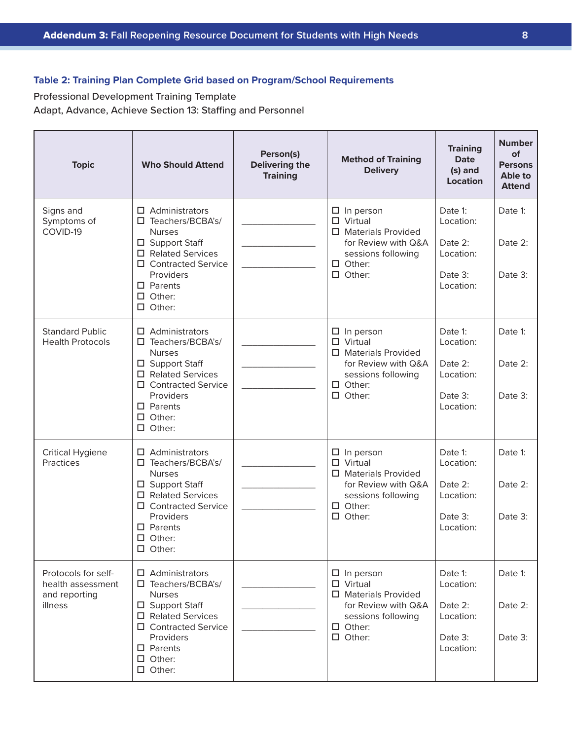### Table 2: Training Plan Complete Grid based on Program/School Requirements

Professional Development Training Template
Adapt, Advance, Achieve Section 13: Staffing and Personnel

| Topic | Who Should Attend | Person(s) Delivering the Training | Method of Training Delivery | Training Date (s) and Location | Number of Persons Able to Attend |
|---|---|---|---|---|---|
| Signs and Symptoms of COVID-19 | ☐ Administrators<br>☐ Teachers/BCBA's/ Nurses<br>☐ Support Staff<br>☐ Related Services<br>☐ Contracted Service Providers<br>☐ Parents<br>☐ Other:<br>☐ Other: | \_\_\_\_\_\_\_\_\_\_\_\_<br>\_\_\_\_\_\_\_\_\_\_\_\_<br>\_\_\_\_\_\_\_\_\_\_\_\_ | ☐ In person<br>☐ Virtual<br>☐ Materials Provided for Review with Q&A sessions following<br>☐ Other:<br>☐ Other: | Date 1:<br>Location:<br><br>Date 2:<br>Location:<br><br>Date 3:<br>Location: | Date 1:<br><br>Date 2:<br><br>Date 3: |
| Standard Public Health Protocols | ☐ Administrators<br>☐ Teachers/BCBA's/ Nurses<br>☐ Support Staff<br>☐ Related Services<br>☐ Contracted Service Providers<br>☐ Parents<br>☐ Other:<br>☐ Other: | \_\_\_\_\_\_\_\_\_\_\_\_<br>\_\_\_\_\_\_\_\_\_\_\_\_<br>\_\_\_\_\_\_\_\_\_\_\_\_ | ☐ In person<br>☐ Virtual<br>☐ Materials Provided for Review with Q&A sessions following<br>☐ Other:<br>☐ Other: | Date 1:<br>Location:<br><br>Date 2:<br>Location:<br><br>Date 3:<br>Location: | Date 1:<br><br>Date 2:<br><br>Date 3: |
| Critical Hygiene Practices | ☐ Administrators<br>☐ Teachers/BCBA's/ Nurses<br>☐ Support Staff<br>☐ Related Services<br>☐ Contracted Service Providers<br>☐ Parents<br>☐ Other:<br>☐ Other: | \_\_\_\_\_\_\_\_\_\_\_\_<br>\_\_\_\_\_\_\_\_\_\_\_\_<br>\_\_\_\_\_\_\_\_\_\_\_\_ | ☐ In person<br>☐ Virtual<br>☐ Materials Provided for Review with Q&A sessions following<br>☐ Other:<br>☐ Other: | Date 1:<br>Location:<br><br>Date 2:<br>Location:<br><br>Date 3:<br>Location: | Date 1:<br><br>Date 2:<br><br>Date 3: |
| Protocols for self-health assessment and reporting illness | ☐ Administrators<br>☐ Teachers/BCBA's/ Nurses<br>☐ Support Staff<br>☐ Related Services<br>☐ Contracted Service Providers<br>☐ Parents<br>☐ Other:<br>☐ Other: | \_\_\_\_\_\_\_\_\_\_\_\_<br>\_\_\_\_\_\_\_\_\_\_\_\_<br>\_\_\_\_\_\_\_\_\_\_\_\_ | ☐ In person<br>☐ Virtual<br>☐ Materials Provided for Review with Q&A sessions following<br>☐ Other:<br>☐ Other: | Date 1:<br>Location:<br><br>Date 2:<br>Location:<br><br>Date 3:<br>Location: | Date 1:<br><br>Date 2:<br><br>Date 3: |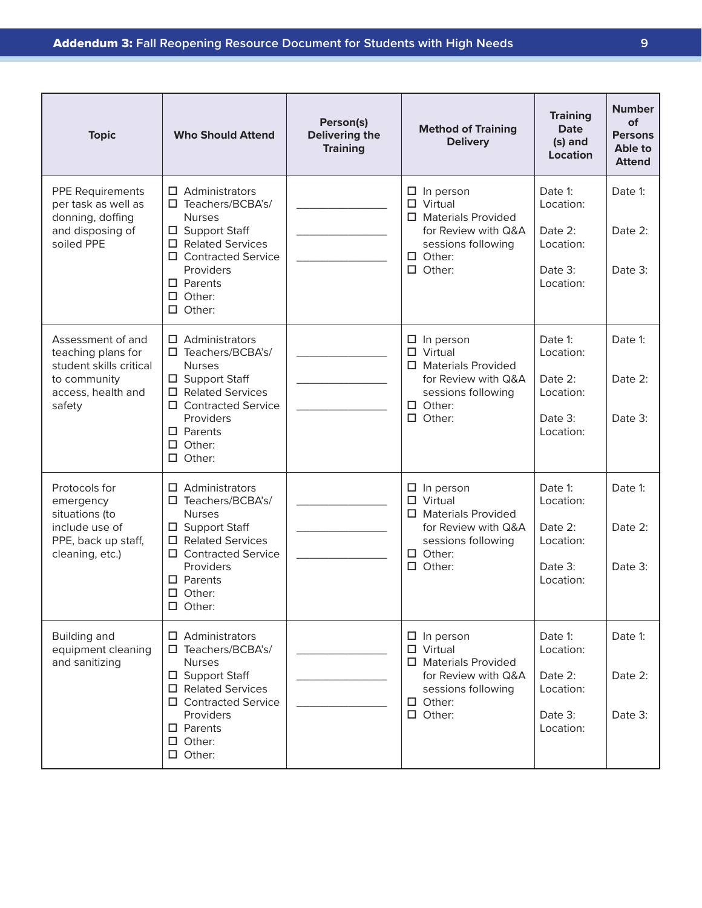| Topic | Who Should Attend | Person(s) Delivering the Training | Method of Training Delivery | Training Date (s) and Location | Number of Persons Able to Attend |
|---|---|---|---|---|---|
| PPE Requirements per task as well as donning, doffing and disposing of soiled PPE | ☐ Administrators<br>☐ Teachers/BCBA's/ Nurses<br>☐ Support Staff<br>☐ Related Services<br>☐ Contracted Service Providers<br>☐ Parents<br>☐ Other:<br>☐ Other: | \_\_\_\_\_\_\_\_\_\_\_\_<br>\_\_\_\_\_\_\_\_\_\_\_\_<br>\_\_\_\_\_\_\_\_\_\_\_\_ | ☐ In person<br>☐ Virtual<br>☐ Materials Provided for Review with Q&A sessions following<br>☐ Other:<br>☐ Other: | Date 1:<br>Location:<br>Date 2:<br>Location:<br>Date 3:<br>Location: | Date 1:<br>Date 2:<br>Date 3: |
| Assessment of and teaching plans for student skills critical to community access, health and safety | ☐ Administrators<br>☐ Teachers/BCBA's/ Nurses<br>☐ Support Staff<br>☐ Related Services<br>☐ Contracted Service Providers<br>☐ Parents<br>☐ Other:<br>☐ Other: | \_\_\_\_\_\_\_\_\_\_\_\_<br>\_\_\_\_\_\_\_\_\_\_\_\_<br>\_\_\_\_\_\_\_\_\_\_\_\_ | ☐ In person<br>☐ Virtual<br>☐ Materials Provided for Review with Q&A sessions following<br>☐ Other:<br>☐ Other: | Date 1:<br>Location:<br>Date 2:<br>Location:<br>Date 3:<br>Location: | Date 1:<br>Date 2:<br>Date 3: |
| Protocols for emergency situations (to include use of PPE, back up staff, cleaning, etc.) | ☐ Administrators<br>☐ Teachers/BCBA's/ Nurses<br>☐ Support Staff<br>☐ Related Services<br>☐ Contracted Service Providers<br>☐ Parents<br>☐ Other:<br>☐ Other: | \_\_\_\_\_\_\_\_\_\_\_\_<br>\_\_\_\_\_\_\_\_\_\_\_\_<br>\_\_\_\_\_\_\_\_\_\_\_\_ | ☐ In person<br>☐ Virtual<br>☐ Materials Provided for Review with Q&A sessions following<br>☐ Other:<br>☐ Other: | Date 1:<br>Location:<br>Date 2:<br>Location:<br>Date 3:<br>Location: | Date 1:<br>Date 2:<br>Date 3: |
| Building and equipment cleaning and sanitizing | ☐ Administrators<br>☐ Teachers/BCBA's/ Nurses<br>☐ Support Staff<br>☐ Related Services<br>☐ Contracted Service Providers<br>☐ Parents<br>☐ Other:<br>☐ Other: | \_\_\_\_\_\_\_\_\_\_\_\_<br>\_\_\_\_\_\_\_\_\_\_\_\_<br>\_\_\_\_\_\_\_\_\_\_\_\_ | ☐ In person<br>☐ Virtual<br>☐ Materials Provided for Review with Q&A sessions following<br>☐ Other:<br>☐ Other: | Date 1:<br>Location:<br>Date 2:<br>Location:<br>Date 3:<br>Location: | Date 1:<br>Date 2:<br>Date 3: |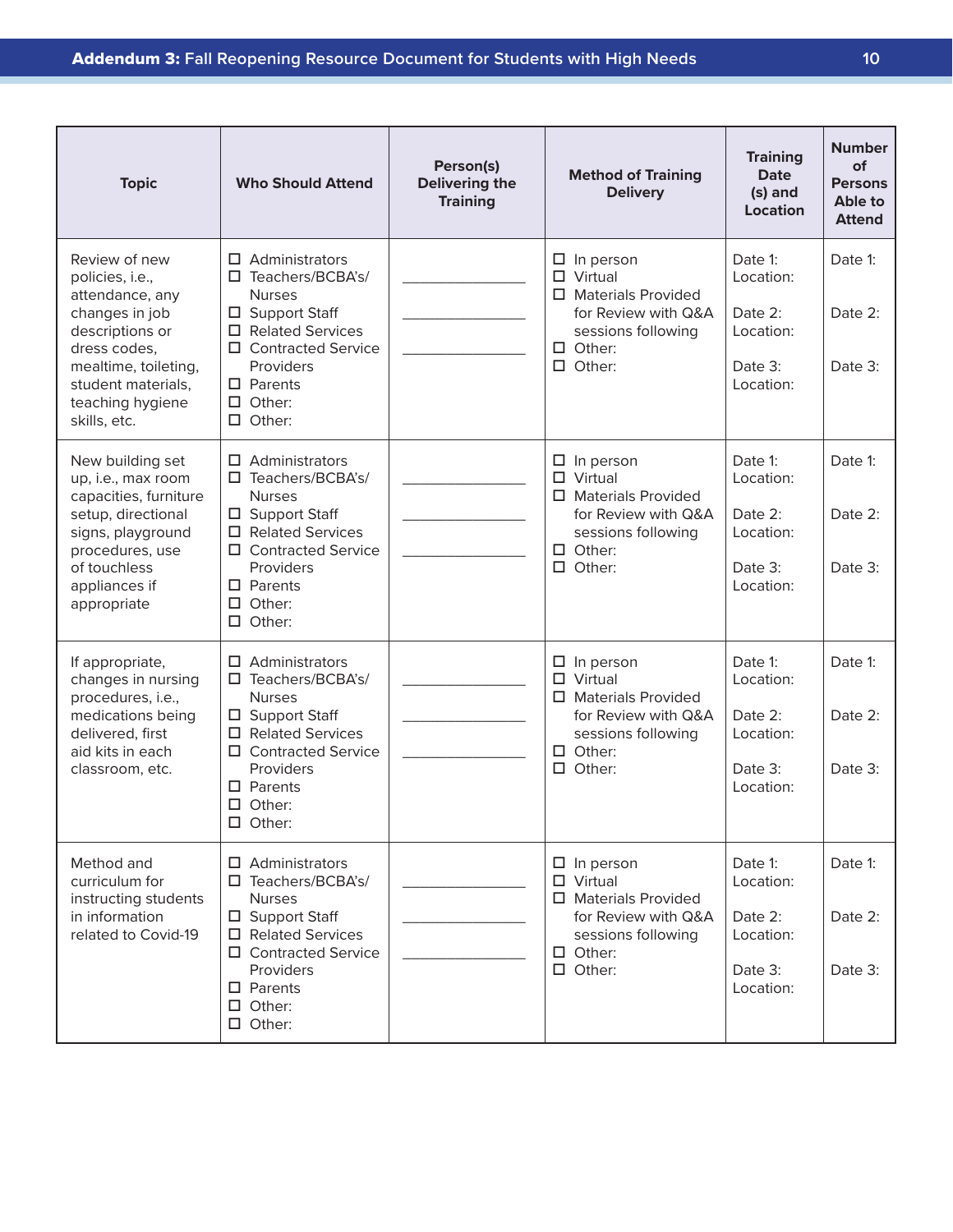| Topic | Who Should Attend | Person(s) Delivering the Training | Method of Training Delivery | Training Date (s) and Location | Number of Persons Able to Attend |
|---|---|---|---|---|---|
| Review of new policies, i.e., attendance, any changes in job descriptions or dress codes, mealtime, toileting, student materials, teaching hygiene skills, etc. | ☐ Administrators<br>☐ Teachers/BCBA's/ Nurses<br>☐ Support Staff<br>☐ Related Services<br>☐ Contracted Service Providers<br>☐ Parents<br>☐ Other:<br>☐ Other: | ____________<br>____________<br>____________ | ☐ In person<br>☐ Virtual<br>☐ Materials Provided for Review with Q&A sessions following<br>☐ Other:<br>☐ Other: | Date 1:<br>Location:<br><br>Date 2:<br>Location:<br><br>Date 3:<br>Location: | Date 1:<br><br>Date 2:<br><br>Date 3: |
| New building set up, i.e., max room capacities, furniture setup, directional signs, playground procedures, use of touchless appliances if appropriate | ☐ Administrators<br>☐ Teachers/BCBA's/ Nurses<br>☐ Support Staff<br>☐ Related Services<br>☐ Contracted Service Providers<br>☐ Parents<br>☐ Other:<br>☐ Other: | ____________<br>____________<br>____________ | ☐ In person<br>☐ Virtual<br>☐ Materials Provided for Review with Q&A sessions following<br>☐ Other:<br>☐ Other: | Date 1:<br>Location:<br><br>Date 2:<br>Location:<br><br>Date 3:<br>Location: | Date 1:<br><br>Date 2:<br><br>Date 3: |
| If appropriate, changes in nursing procedures, i.e., medications being delivered, first aid kits in each classroom, etc. | ☐ Administrators<br>☐ Teachers/BCBA's/ Nurses<br>☐ Support Staff<br>☐ Related Services<br>☐ Contracted Service Providers<br>☐ Parents<br>☐ Other:<br>☐ Other: | ____________<br>____________<br>____________ | ☐ In person<br>☐ Virtual<br>☐ Materials Provided for Review with Q&A sessions following<br>☐ Other:<br>☐ Other: | Date 1:<br>Location:<br><br>Date 2:<br>Location:<br><br>Date 3:<br>Location: | Date 1:<br><br>Date 2:<br><br>Date 3: |
| Method and curriculum for instructing students in information related to Covid-19 | ☐ Administrators<br>☐ Teachers/BCBA's/ Nurses<br>☐ Support Staff<br>☐ Related Services<br>☐ Contracted Service Providers<br>☐ Parents<br>☐ Other:<br>☐ Other: | ____________<br>____________<br>____________ | ☐ In person<br>☐ Virtual<br>☐ Materials Provided for Review with Q&A sessions following<br>☐ Other:<br>☐ Other: | Date 1:<br>Location:<br><br>Date 2:<br>Location:<br><br>Date 3:<br>Location: | Date 1:<br><br>Date 2:<br><br>Date 3: |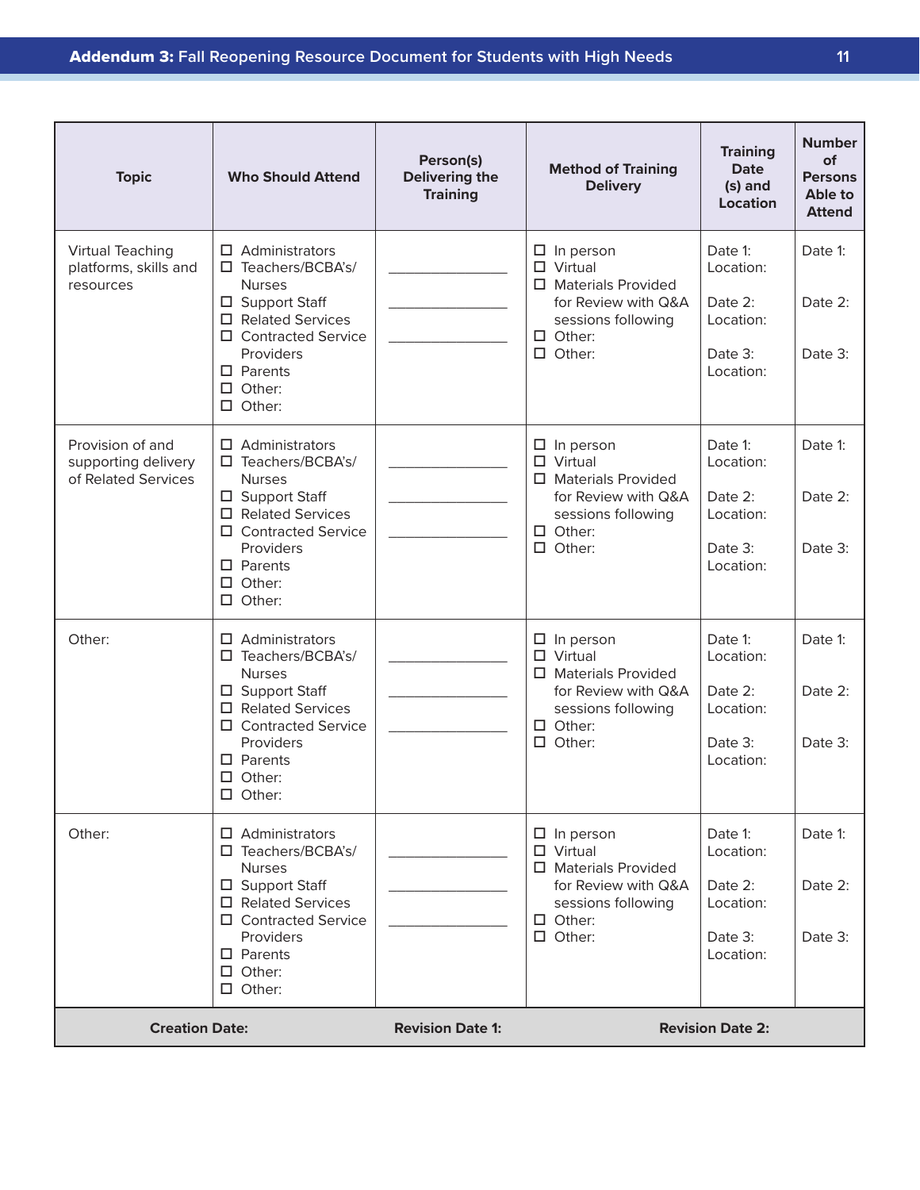| Topic | Who Should Attend | Person(s) Delivering the Training | Method of Training Delivery | Training Date (s) and Location | Number of Persons Able to Attend |
|---|---|---|---|---|---|
| Virtual Teaching platforms, skills and resources | ☐ Administrators<br>☐ Teachers/BCBA's/ Nurses<br>☐ Support Staff<br>☐ Related Services<br>☐ Contracted Service Providers<br>☐ Parents<br>☐ Other:<br>☐ Other: | \_\_\_\_\_\_\_\_\_\_\_\_\_\_<br>\_\_\_\_\_\_\_\_\_\_\_\_\_\_<br>\_\_\_\_\_\_\_\_\_\_\_\_\_\_ | ☐ In person<br>☐ Virtual<br>☐ Materials Provided for Review with Q&A sessions following<br>☐ Other:<br>☐ Other: | Date 1:<br>Location:<br><br>Date 2:<br>Location:<br><br>Date 3:<br>Location: | Date 1:<br><br>Date 2:<br><br>Date 3: |
| Provision of and supporting delivery of Related Services | ☐ Administrators<br>☐ Teachers/BCBA's/ Nurses<br>☐ Support Staff<br>☐ Related Services<br>☐ Contracted Service Providers<br>☐ Parents<br>☐ Other:<br>☐ Other: | \_\_\_\_\_\_\_\_\_\_\_\_\_\_<br>\_\_\_\_\_\_\_\_\_\_\_\_\_\_<br>\_\_\_\_\_\_\_\_\_\_\_\_\_\_ | ☐ In person<br>☐ Virtual<br>☐ Materials Provided for Review with Q&A sessions following<br>☐ Other:<br>☐ Other: | Date 1:<br>Location:<br><br>Date 2:<br>Location:<br><br>Date 3:<br>Location: | Date 1:<br><br>Date 2:<br><br>Date 3: |
| Other: | ☐ Administrators<br>☐ Teachers/BCBA's/ Nurses<br>☐ Support Staff<br>☐ Related Services<br>☐ Contracted Service Providers<br>☐ Parents<br>☐ Other:<br>☐ Other: | \_\_\_\_\_\_\_\_\_\_\_\_\_\_<br>\_\_\_\_\_\_\_\_\_\_\_\_\_\_<br>\_\_\_\_\_\_\_\_\_\_\_\_\_\_ | ☐ In person<br>☐ Virtual<br>☐ Materials Provided for Review with Q&A sessions following<br>☐ Other:<br>☐ Other: | Date 1:<br>Location:<br><br>Date 2:<br>Location:<br><br>Date 3:<br>Location: | Date 1:<br><br>Date 2:<br><br>Date 3: |
| Other: | ☐ Administrators<br>☐ Teachers/BCBA's/ Nurses<br>☐ Support Staff<br>☐ Related Services<br>☐ Contracted Service Providers<br>☐ Parents<br>☐ Other:<br>☐ Other: | \_\_\_\_\_\_\_\_\_\_\_\_\_\_<br>\_\_\_\_\_\_\_\_\_\_\_\_\_\_<br>\_\_\_\_\_\_\_\_\_\_\_\_\_\_ | ☐ In person<br>☐ Virtual<br>☐ Materials Provided for Review with Q&A sessions following<br>☐ Other:<br>☐ Other: | Date 1:<br>Location:<br><br>Date 2:<br>Location:<br><br>Date 3:<br>Location: | Date 1:<br><br>Date 2:<br><br>Date 3: |

**Creation Date:** **Revision Date 1:** **Revision Date 2:**